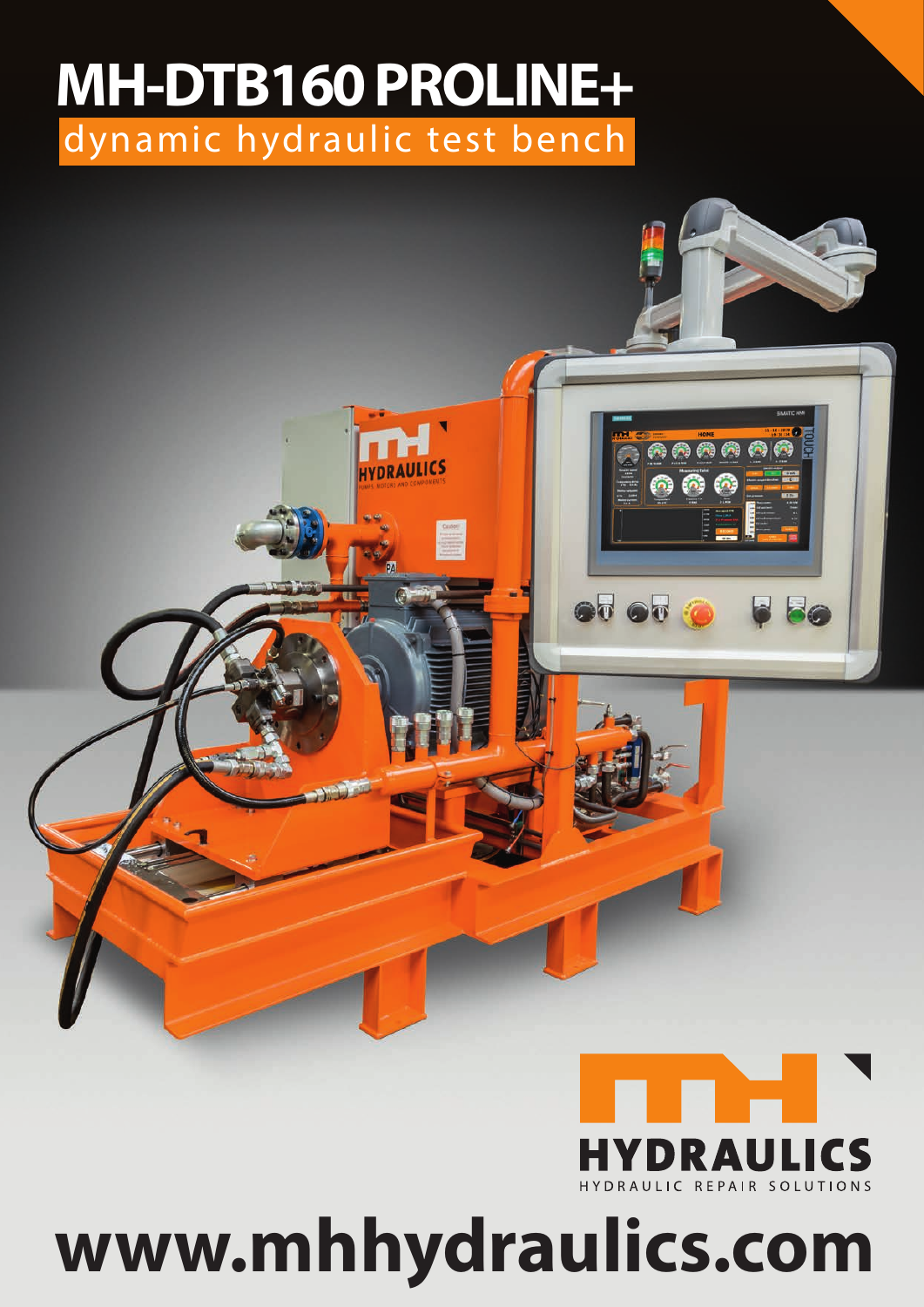# MH-DTB160 PROLINE+

dynamic hydraulic test bench

HYDRAULICS

HYDRAULIC REPAIR SOLUTIONS

**www.mhhydraulics.com**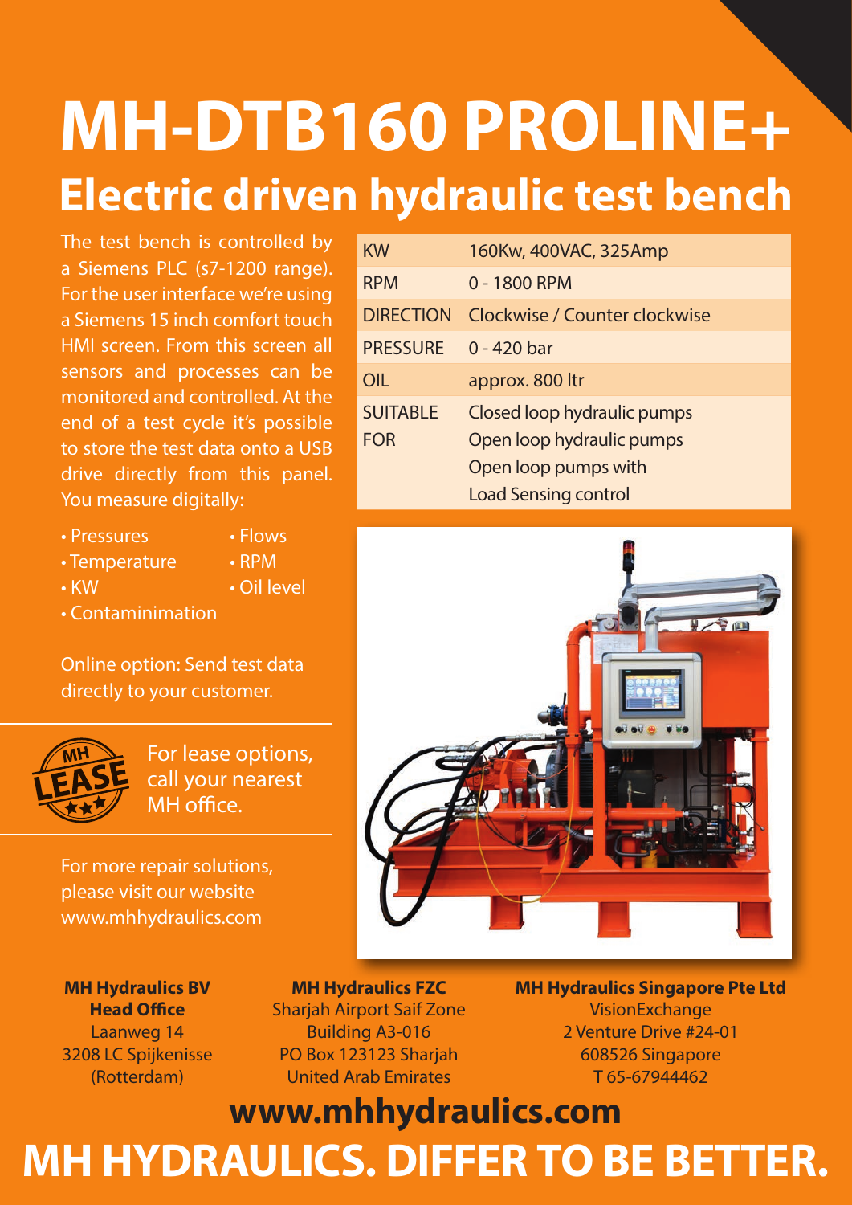# MH-DTB160 PROLINE+

## Electric driven hydraulic test bench

The test bench is controlled by a Siemens PLC (s7-1200 range). For the user interface we're using a Siemens 15 inch comfort touch HMI screen. From this screen all sensors and processes can be monitored and controlled. At the end of a test cycle it's possible to store the test data onto a USB drive directly from this panel. You measure digitally:

- Pressures
- Flows
- Temperature
- RPM
- KW
- Oil level
- Contaminimation

Online option: Send test data directly to your customer.

| | |
|---|---|
| KW | 160Kw, 400VAC, 325Amp |
| RPM | 0 - 1800 RPM |
| DIRECTION | Clockwise / Counter clockwise |
| PRESSURE | 0 - 420 bar |
| OIL | approx. 800 ltr |
| SUITABLE FOR | Closed loop hydraulic pumps<br>Open loop hydraulic pumps<br>Open loop pumps with<br>Load Sensing control |

MH LEASE

For lease options, call your nearest MH office.

For more repair solutions, please visit our website www.mhhydraulics.com

**MH Hydraulics BV**
**Head Office**
Laanweg 14
3208 LC Spijkenisse
(Rotterdam)

**MH Hydraulics FZC**
Sharjah Airport Saif Zone
Building A3-016
PO Box 123123 Sharjah
United Arab Emirates

**MH Hydraulics Singapore Pte Ltd**
VisionExchange
2 Venture Drive #24-01
608526 Singapore
T 65-67944462

**www.mhhydraulics.com**

**MH HYDRAULICS. DIFFER TO BE BETTER.**